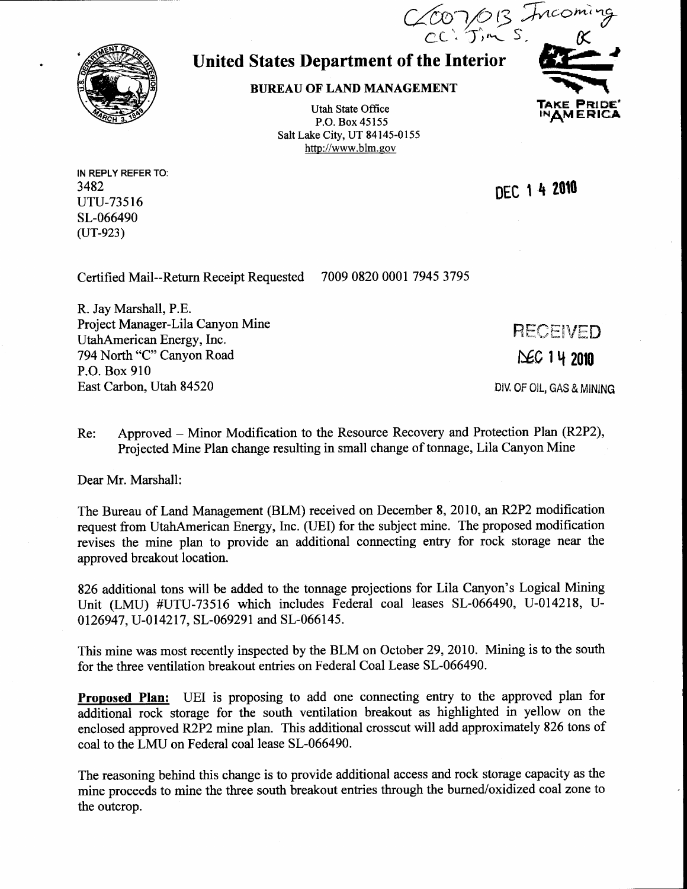C/007/013 Incoming
cc: Jim S. 

# United States Department of the Interior

## BUREAU OF LAND MANAGEMENT

Utah State Office
P.O. Box 45155
Salt Lake City, UT 84145-0155
http://www.blm.gov

TAKE PRIDE® IN AMERICA

IN REPLY REFER TO:
3482
UTU-73516
SL-066490
(UT-923)

DEC 14 2010

Certified Mail--Return Receipt Requested 7009 0820 0001 7945 3795

R. Jay Marshall, P.E.
Project Manager-Lila Canyon Mine
UtahAmerican Energy, Inc.
794 North "C" Canyon Road
P.O. Box 910
East Carbon, Utah 84520

RECEIVED
DEC 14 2010
DIV. OF OIL, GAS & MINING

Re: Approved – Minor Modification to the Resource Recovery and Protection Plan (R2P2), Projected Mine Plan change resulting in small change of tonnage, Lila Canyon Mine

Dear Mr. Marshall:

The Bureau of Land Management (BLM) received on December 8, 2010, an R2P2 modification request from UtahAmerican Energy, Inc. (UEI) for the subject mine. The proposed modification revises the mine plan to provide an additional connecting entry for rock storage near the approved breakout location.

826 additional tons will be added to the tonnage projections for Lila Canyon's Logical Mining Unit (LMU) #UTU-73516 which includes Federal coal leases SL-066490, U-014218, U-0126947, U-014217, SL-069291 and SL-066145.

This mine was most recently inspected by the BLM on October 29, 2010. Mining is to the south for the three ventilation breakout entries on Federal Coal Lease SL-066490.

**Proposed Plan:** UEI is proposing to add one connecting entry to the approved plan for additional rock storage for the south ventilation breakout as highlighted in yellow on the enclosed approved R2P2 mine plan. This additional crosscut will add approximately 826 tons of coal to the LMU on Federal coal lease SL-066490.

The reasoning behind this change is to provide additional access and rock storage capacity as the mine proceeds to mine the three south breakout entries through the burned/oxidized coal zone to the outcrop.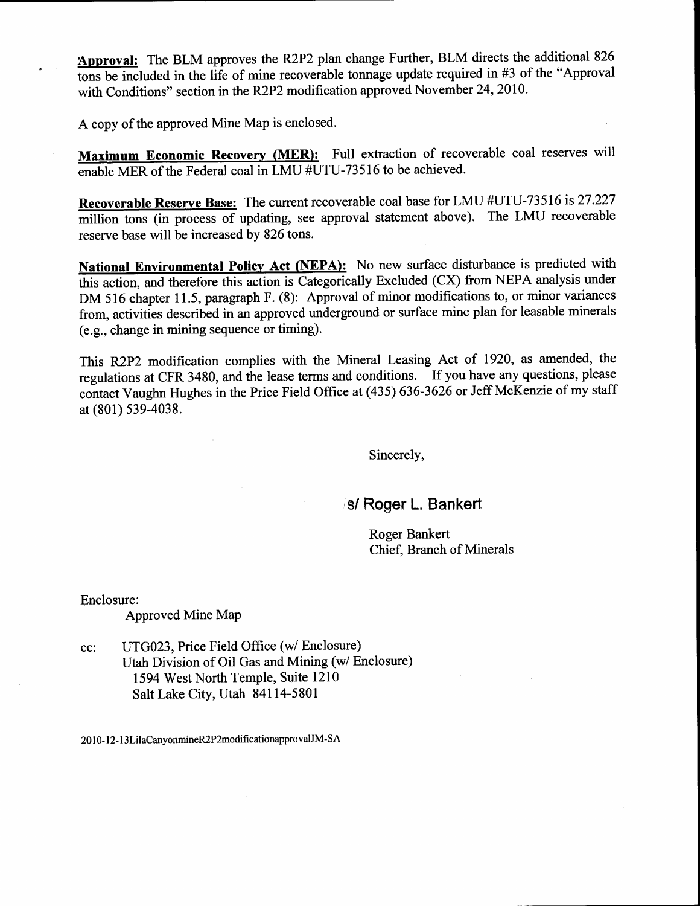**Approval:** The BLM approves the R2P2 plan change Further, BLM directs the additional 826 tons be included in the life of mine recoverable tonnage update required in #3 of the "Approval with Conditions" section in the R2P2 modification approved November 24, 2010.

A copy of the approved Mine Map is enclosed.

**Maximum Economic Recovery (MER):** Full extraction of recoverable coal reserves will enable MER of the Federal coal in LMU #UTU-73516 to be achieved.

**Recoverable Reserve Base:** The current recoverable coal base for LMU #UTU-73516 is 27.227 million tons (in process of updating, see approval statement above). The LMU recoverable reserve base will be increased by 826 tons.

**National Environmental Policy Act (NEPA):** No new surface disturbance is predicted with this action, and therefore this action is Categorically Excluded (CX) from NEPA analysis under DM 516 chapter 11.5, paragraph F. (8): Approval of minor modifications to, or minor variances from, activities described in an approved underground or surface mine plan for leasable minerals (e.g., change in mining sequence or timing).

This R2P2 modification complies with the Mineral Leasing Act of 1920, as amended, the regulations at CFR 3480, and the lease terms and conditions. If you have any questions, please contact Vaughn Hughes in the Price Field Office at (435) 636-3626 or Jeff McKenzie of my staff at (801) 539-4038.

Sincerely,

/s/ Roger L. Bankert

Roger Bankert
Chief, Branch of Minerals

Enclosure:
Approved Mine Map

cc: UTG023, Price Field Office (w/ Enclosure)
Utah Division of Oil Gas and Mining (w/ Enclosure)
1594 West North Temple, Suite 1210
Salt Lake City, Utah 84114-5801

2010-12-13LilaCanyonmineR2P2modificationapprovalJM-SA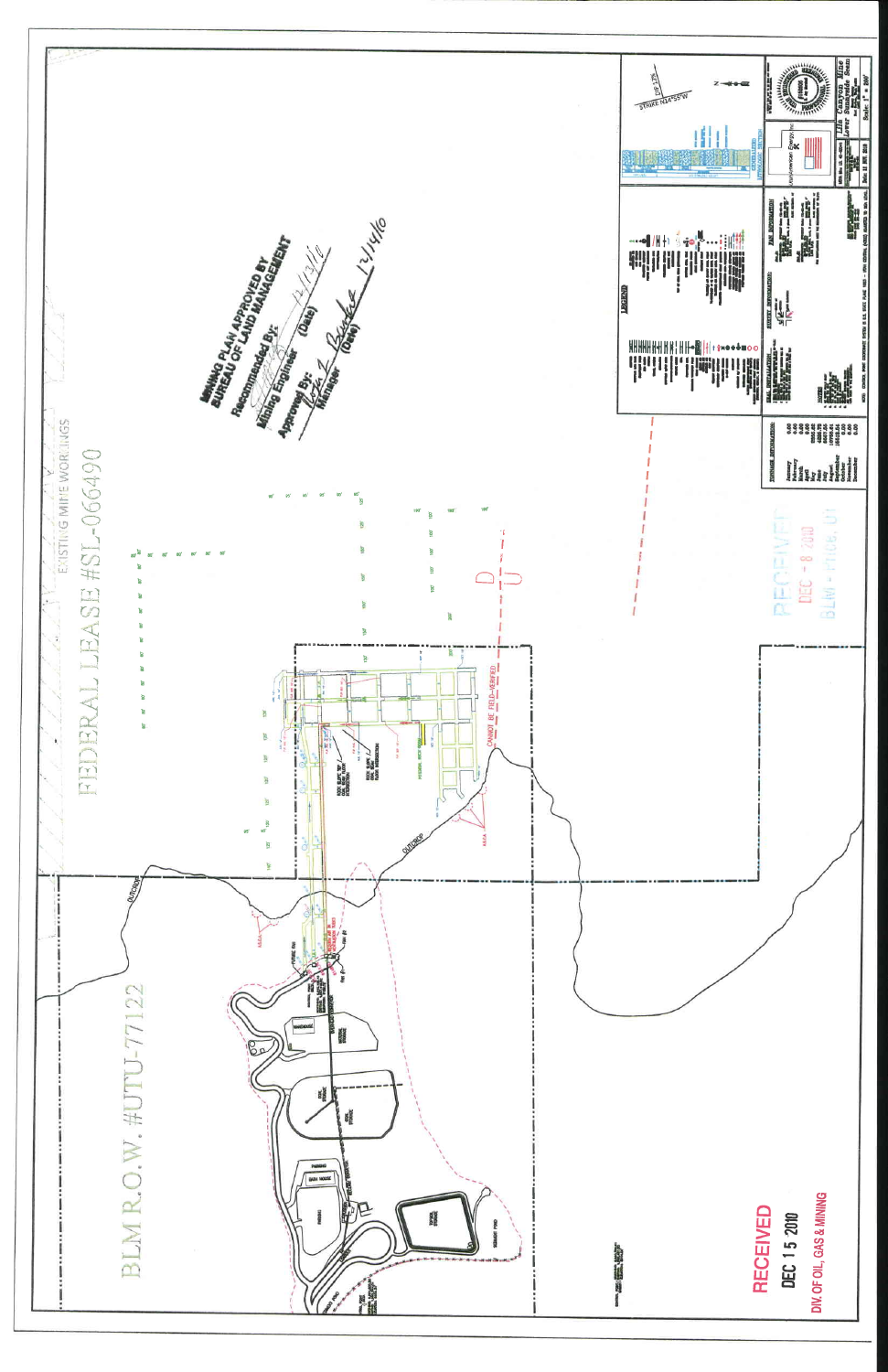FEDERAL LEASE #SL-066490

EXISTING MINE WORKINGS

BLM R.O.W. #UTU-77122

MINING PLAN APPROVED BY
BUREAU OF LAND MANAGEMENT

Recommended By: 12/14/10
Mining Engineer (Date)

Approved By: 12/14/10
Manager (Date)

OUTCROP

CANNOT BE FIELD-VERIFIED

D
U

RECEIVED
DEC - 8 2010
BLM - Price, UT

RECEIVED
DEC 1 5 2010
DIV. OF OIL, GAS & MINING

TONNAGE INFORMATION

| | |
|---|---|
| January | 0.00 |
| February | 0.00 |
| March | 0.00 |
| April | 0.00 |
| May | 0.00 |
| June | |
| July | |
| August | |
| September | |
| October | 0.00 |
| November | 0.00 |
| December | 0.00 |

LEGEND

STRIKE N14°55'W

DIP 1.2%

Lila Canyon Mine
Lower Sunnyside Seam

Scale: 1" = 200'